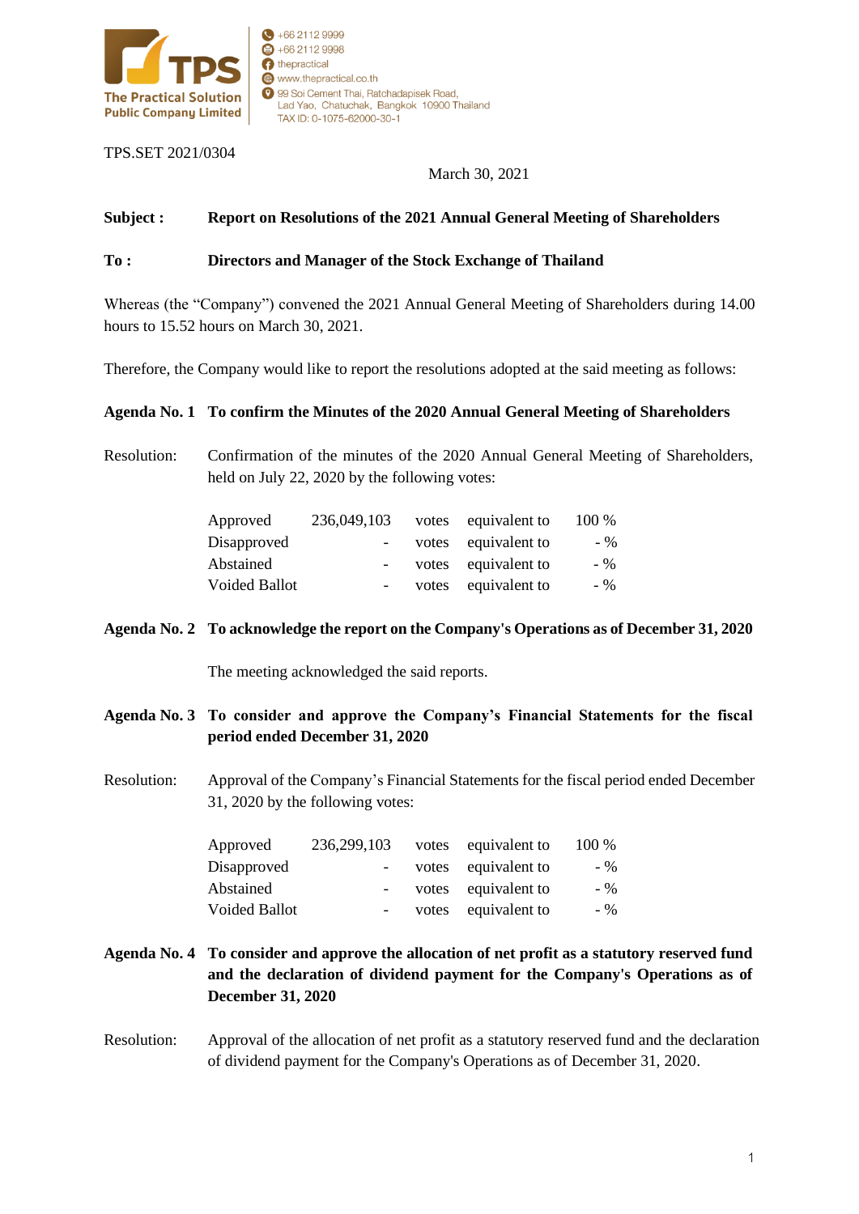**TPS**
**The Practical Solution Public Company Limited**

+66 2112 9999
+66 2112 9998
thepractical
www.thepractical.co.th
99 Soi Cement Thai, Ratchadapisek Road, Lad Yao, Chatuchak, Bangkok 10900 Thailand
TAX ID: 0-1075-62000-30-1

TPS.SET 2021/0304

March 30, 2021

**Subject :** **Report on Resolutions of the 2021 Annual General Meeting of Shareholders**

**To :** **Directors and Manager of the Stock Exchange of Thailand**

Whereas (the "Company") convened the 2021 Annual General Meeting of Shareholders during 14.00 hours to 15.52 hours on March 30, 2021.

Therefore, the Company would like to report the resolutions adopted at the said meeting as follows:

**Agenda No. 1 To confirm the Minutes of the 2020 Annual General Meeting of Shareholders**

Resolution: Confirmation of the minutes of the 2020 Annual General Meeting of Shareholders, held on July 22, 2020 by the following votes:

| | | | | |
|---|---|---|---|---|
| Approved | 236,049,103 | votes | equivalent to | 100 % |
| Disapproved | - | votes | equivalent to | - % |
| Abstained | - | votes | equivalent to | - % |
| Voided Ballot | - | votes | equivalent to | - % |

**Agenda No. 2 To acknowledge the report on the Company's Operations as of December 31, 2020**

The meeting acknowledged the said reports.

**Agenda No. 3 To consider and approve the Company's Financial Statements for the fiscal period ended December 31, 2020**

Resolution: Approval of the Company's Financial Statements for the fiscal period ended December 31, 2020 by the following votes:

| | | | | |
|---|---|---|---|---|
| Approved | 236,299,103 | votes | equivalent to | 100 % |
| Disapproved | - | votes | equivalent to | - % |
| Abstained | - | votes | equivalent to | - % |
| Voided Ballot | - | votes | equivalent to | - % |

**Agenda No. 4 To consider and approve the allocation of net profit as a statutory reserved fund and the declaration of dividend payment for the Company's Operations as of December 31, 2020**

Resolution: Approval of the allocation of net profit as a statutory reserved fund and the declaration of dividend payment for the Company's Operations as of December 31, 2020.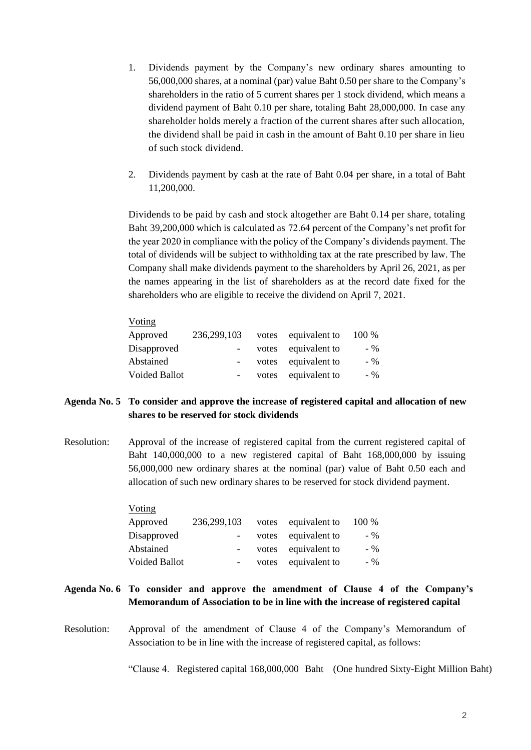1. Dividends payment by the Company's new ordinary shares amounting to 56,000,000 shares, at a nominal (par) value Baht 0.50 per share to the Company's shareholders in the ratio of 5 current shares per 1 stock dividend, which means a dividend payment of Baht 0.10 per share, totaling Baht 28,000,000. In case any shareholder holds merely a fraction of the current shares after such allocation, the dividend shall be paid in cash in the amount of Baht 0.10 per share in lieu of such stock dividend.

2. Dividends payment by cash at the rate of Baht 0.04 per share, in a total of Baht 11,200,000.

Dividends to be paid by cash and stock altogether are Baht 0.14 per share, totaling Baht 39,200,000 which is calculated as 72.64 percent of the Company's net profit for the year 2020 in compliance with the policy of the Company's dividends payment. The total of dividends will be subject to withholding tax at the rate prescribed by law. The Company shall make dividends payment to the shareholders by April 26, 2021, as per the names appearing in the list of shareholders as at the record date fixed for the shareholders who are eligible to receive the dividend on April 7, 2021.

Voting

| | | | | |
|---|---|---|---|---|
| Approved | 236,299,103 | votes | equivalent to | 100 % |
| Disapproved | - | votes | equivalent to | - % |
| Abstained | - | votes | equivalent to | - % |
| Voided Ballot | - | votes | equivalent to | - % |

**Agenda No. 5 To consider and approve the increase of registered capital and allocation of new shares to be reserved for stock dividends**

Resolution: Approval of the increase of registered capital from the current registered capital of Baht 140,000,000 to a new registered capital of Baht 168,000,000 by issuing 56,000,000 new ordinary shares at the nominal (par) value of Baht 0.50 each and allocation of such new ordinary shares to be reserved for stock dividend payment.

Voting

| | | | | |
|---|---|---|---|---|
| Approved | 236,299,103 | votes | equivalent to | 100 % |
| Disapproved | - | votes | equivalent to | - % |
| Abstained | - | votes | equivalent to | - % |
| Voided Ballot | - | votes | equivalent to | - % |

**Agenda No. 6 To consider and approve the amendment of Clause 4 of the Company's Memorandum of Association to be in line with the increase of registered capital**

Resolution: Approval of the amendment of Clause 4 of the Company's Memorandum of Association to be in line with the increase of registered capital, as follows:

"Clause 4. Registered capital 168,000,000 Baht (One hundred Sixty-Eight Million Baht)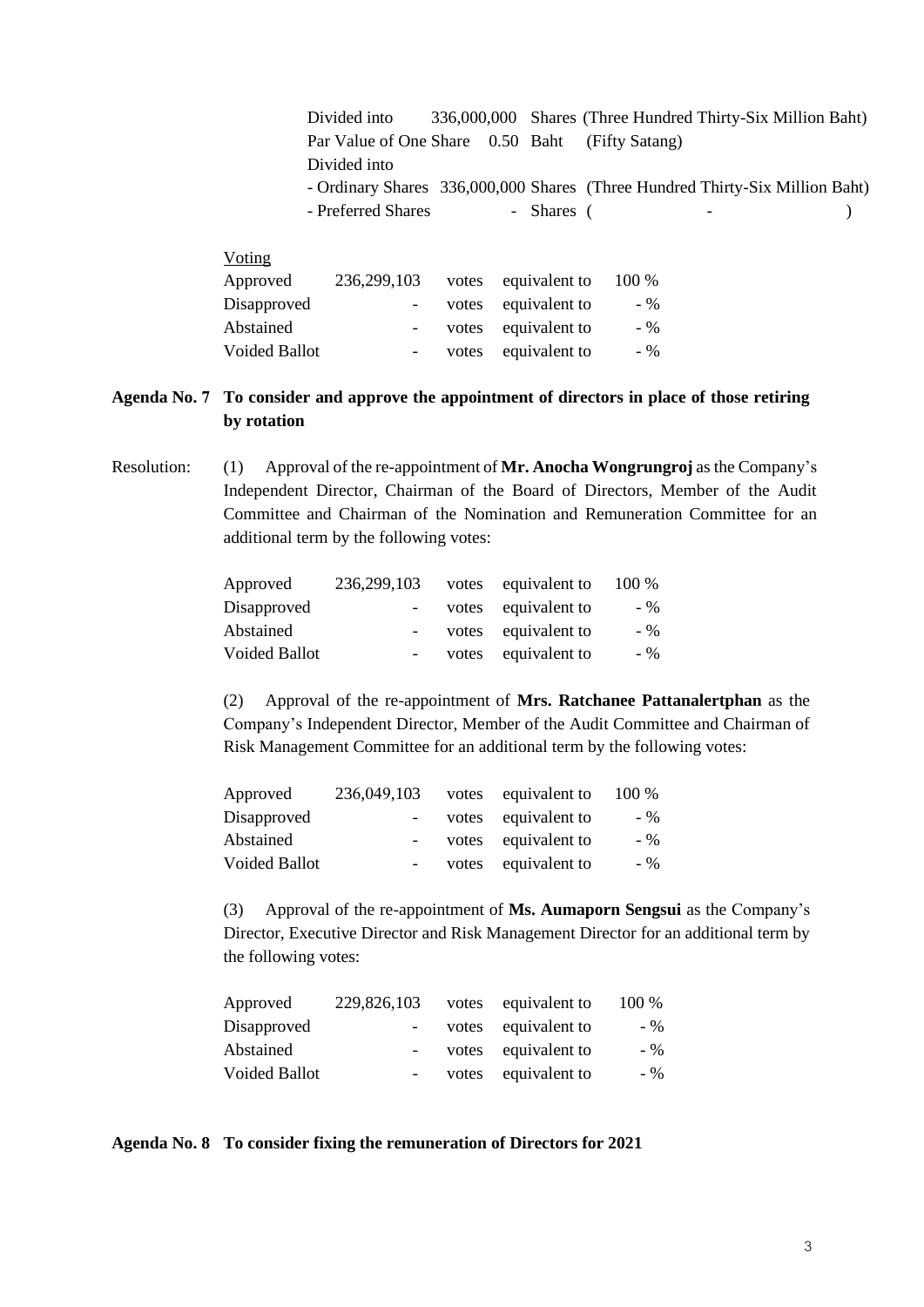| | | | |
|---|---|---|---|
| Divided into | 336,000,000 | Shares | (Three Hundred Thirty-Six Million Baht) |
| Par Value of One Share | 0.50 | Baht | (Fifty Satang) |
| Divided into | | | |
| - Ordinary Shares | 336,000,000 | Shares | (Three Hundred Thirty-Six Million Baht) |
| - Preferred Shares | - | Shares | ( - ) |

Voting

| | | | | |
|---|---|---|---|---|
| Approved | 236,299,103 | votes | equivalent to | 100 % |
| Disapproved | - | votes | equivalent to | - % |
| Abstained | - | votes | equivalent to | - % |
| Voided Ballot | - | votes | equivalent to | - % |

**Agenda No. 7 To consider and approve the appointment of directors in place of those retiring by rotation**

Resolution: (1) Approval of the re-appointment of **Mr. Anocha Wongrungroj** as the Company's Independent Director, Chairman of the Board of Directors, Member of the Audit Committee and Chairman of the Nomination and Remuneration Committee for an additional term by the following votes:

| | | | | |
|---|---|---|---|---|
| Approved | 236,299,103 | votes | equivalent to | 100 % |
| Disapproved | - | votes | equivalent to | - % |
| Abstained | - | votes | equivalent to | - % |
| Voided Ballot | - | votes | equivalent to | - % |

(2) Approval of the re-appointment of **Mrs. Ratchanee Pattanalertphan** as the Company's Independent Director, Member of the Audit Committee and Chairman of Risk Management Committee for an additional term by the following votes:

| | | | | |
|---|---|---|---|---|
| Approved | 236,049,103 | votes | equivalent to | 100 % |
| Disapproved | - | votes | equivalent to | - % |
| Abstained | - | votes | equivalent to | - % |
| Voided Ballot | - | votes | equivalent to | - % |

(3) Approval of the re-appointment of **Ms. Aumaporn Sengsui** as the Company's Director, Executive Director and Risk Management Director for an additional term by the following votes:

| | | | | |
|---|---|---|---|---|
| Approved | 229,826,103 | votes | equivalent to | 100 % |
| Disapproved | - | votes | equivalent to | - % |
| Abstained | - | votes | equivalent to | - % |
| Voided Ballot | - | votes | equivalent to | - % |

**Agenda No. 8 To consider fixing the remuneration of Directors for 2021**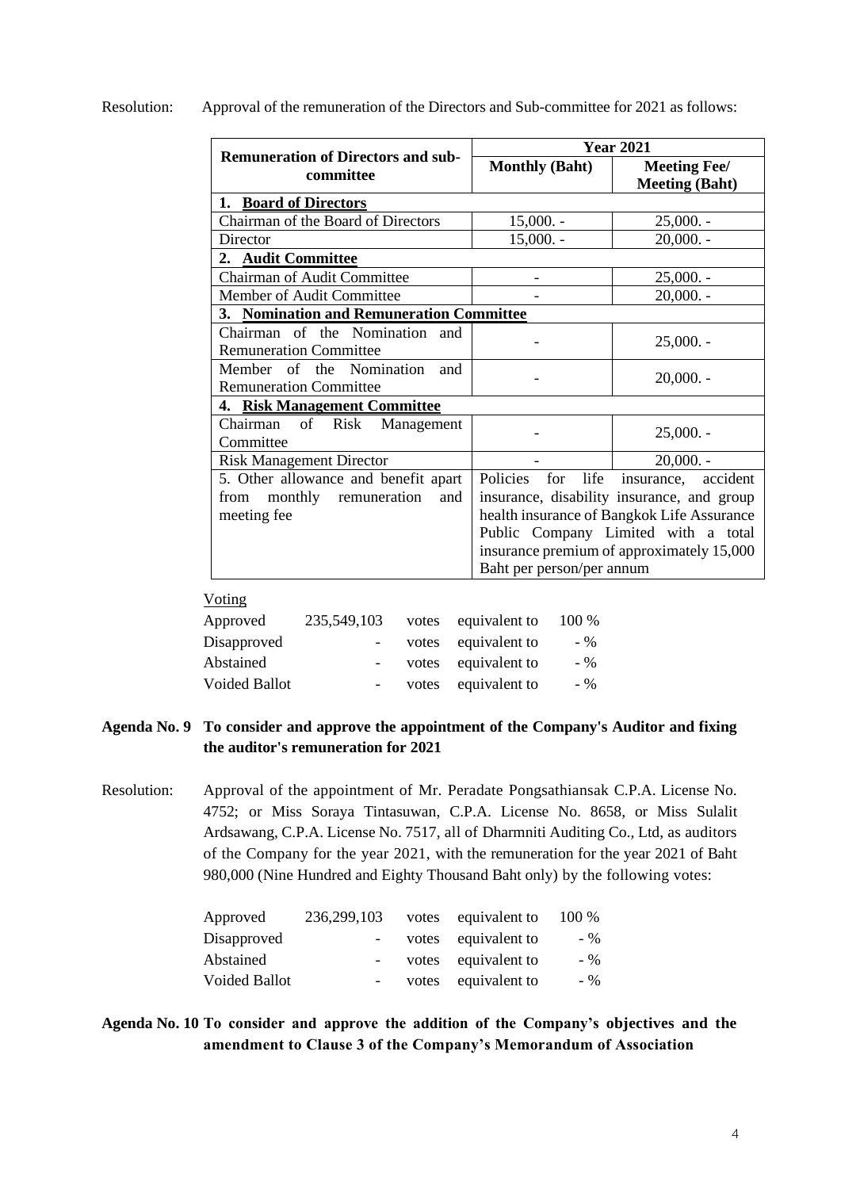Resolution: Approval of the remuneration of the Directors and Sub-committee for 2021 as follows:

| Remuneration of Directors and sub-committee | Year 2021 | |
|---|---|---|
| | **Monthly (Baht)** | **Meeting Fee/ Meeting (Baht)** |
| **1. Board of Directors** | | |
| Chairman of the Board of Directors | 15,000. - | 25,000. - |
| Director | 15,000. - | 20,000. - |
| **2. Audit Committee** | | |
| Chairman of Audit Committee | - | 25,000. - |
| Member of Audit Committee | - | 20,000. - |
| **3. Nomination and Remuneration Committee** | | |
| Chairman of the Nomination and Remuneration Committee | - | 25,000. - |
| Member of the Nomination and Remuneration Committee | - | 20,000. - |
| **4. Risk Management Committee** | | |
| Chairman of Risk Management Committee | - | 25,000. - |
| Risk Management Director | - | 20,000. - |
| 5. Other allowance and benefit apart from monthly remuneration and meeting fee | Policies for life insurance, accident insurance, disability insurance, and group health insurance of Bangkok Life Assurance Public Company Limited with a total insurance premium of approximately 15,000 Baht per person/per annum | |

Voting

| | | | | |
|---|---|---|---|---|
| Approved | 235,549,103 | votes | equivalent to | 100 % |
| Disapproved | - | votes | equivalent to | - % |
| Abstained | - | votes | equivalent to | - % |
| Voided Ballot | - | votes | equivalent to | - % |

**Agenda No. 9 To consider and approve the appointment of the Company's Auditor and fixing the auditor's remuneration for 2021**

Resolution: Approval of the appointment of Mr. Peradate Pongsathiansak C.P.A. License No. 4752; or Miss Soraya Tintasuwan, C.P.A. License No. 8658, or Miss Sulalit Ardsawang, C.P.A. License No. 7517, all of Dharmniti Auditing Co., Ltd, as auditors of the Company for the year 2021, with the remuneration for the year 2021 of Baht 980,000 (Nine Hundred and Eighty Thousand Baht only) by the following votes:

| | | | | |
|---|---|---|---|---|
| Approved | 236,299,103 | votes | equivalent to | 100 % |
| Disapproved | - | votes | equivalent to | - % |
| Abstained | - | votes | equivalent to | - % |
| Voided Ballot | - | votes | equivalent to | - % |

**Agenda No. 10 To consider and approve the addition of the Company's objectives and the amendment to Clause 3 of the Company's Memorandum of Association**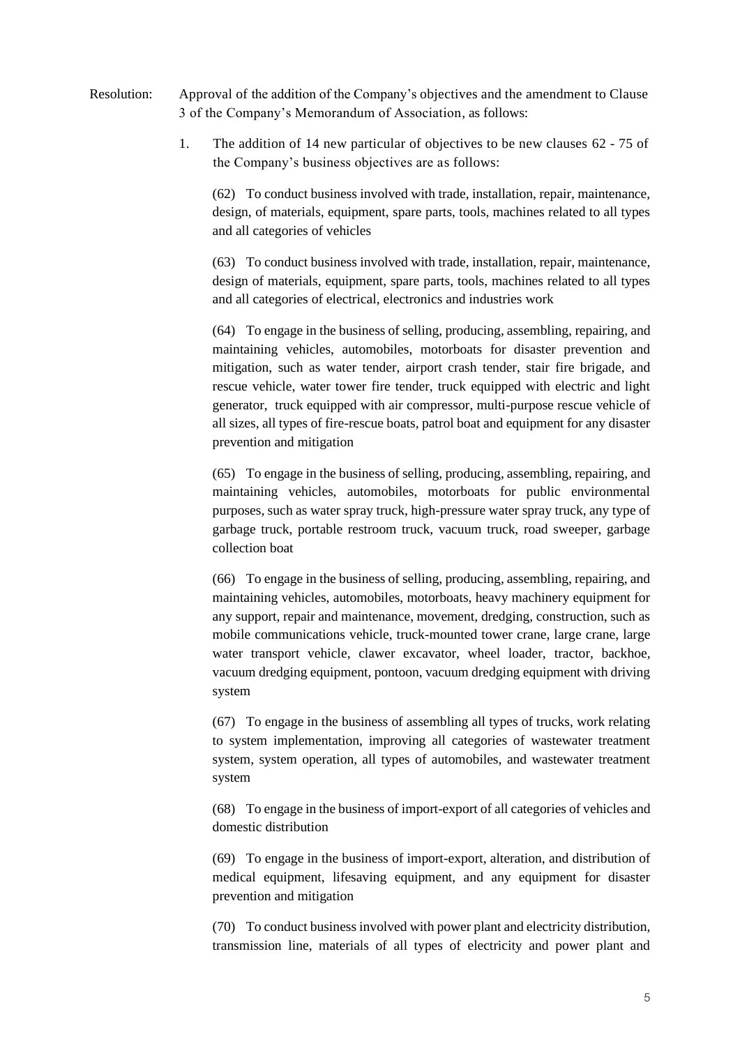Resolution: Approval of the addition of the Company's objectives and the amendment to Clause 3 of the Company's Memorandum of Association, as follows:

1. The addition of 14 new particular of objectives to be new clauses 62 - 75 of the Company's business objectives are as follows:

(62) To conduct business involved with trade, installation, repair, maintenance, design, of materials, equipment, spare parts, tools, machines related to all types and all categories of vehicles

(63) To conduct business involved with trade, installation, repair, maintenance, design of materials, equipment, spare parts, tools, machines related to all types and all categories of electrical, electronics and industries work

(64) To engage in the business of selling, producing, assembling, repairing, and maintaining vehicles, automobiles, motorboats for disaster prevention and mitigation, such as water tender, airport crash tender, stair fire brigade, and rescue vehicle, water tower fire tender, truck equipped with electric and light generator, truck equipped with air compressor, multi-purpose rescue vehicle of all sizes, all types of fire-rescue boats, patrol boat and equipment for any disaster prevention and mitigation

(65) To engage in the business of selling, producing, assembling, repairing, and maintaining vehicles, automobiles, motorboats for public environmental purposes, such as water spray truck, high-pressure water spray truck, any type of garbage truck, portable restroom truck, vacuum truck, road sweeper, garbage collection boat

(66) To engage in the business of selling, producing, assembling, repairing, and maintaining vehicles, automobiles, motorboats, heavy machinery equipment for any support, repair and maintenance, movement, dredging, construction, such as mobile communications vehicle, truck-mounted tower crane, large crane, large water transport vehicle, clawer excavator, wheel loader, tractor, backhoe, vacuum dredging equipment, pontoon, vacuum dredging equipment with driving system

(67) To engage in the business of assembling all types of trucks, work relating to system implementation, improving all categories of wastewater treatment system, system operation, all types of automobiles, and wastewater treatment system

(68) To engage in the business of import-export of all categories of vehicles and domestic distribution

(69) To engage in the business of import-export, alteration, and distribution of medical equipment, lifesaving equipment, and any equipment for disaster prevention and mitigation

(70) To conduct business involved with power plant and electricity distribution, transmission line, materials of all types of electricity and power plant and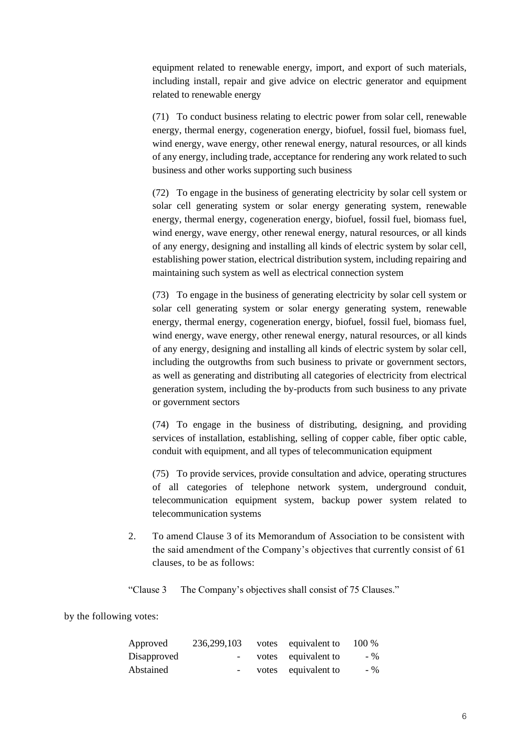equipment related to renewable energy, import, and export of such materials, including install, repair and give advice on electric generator and equipment related to renewable energy

(71) To conduct business relating to electric power from solar cell, renewable energy, thermal energy, cogeneration energy, biofuel, fossil fuel, biomass fuel, wind energy, wave energy, other renewal energy, natural resources, or all kinds of any energy, including trade, acceptance for rendering any work related to such business and other works supporting such business

(72) To engage in the business of generating electricity by solar cell system or solar cell generating system or solar energy generating system, renewable energy, thermal energy, cogeneration energy, biofuel, fossil fuel, biomass fuel, wind energy, wave energy, other renewal energy, natural resources, or all kinds of any energy, designing and installing all kinds of electric system by solar cell, establishing power station, electrical distribution system, including repairing and maintaining such system as well as electrical connection system

(73) To engage in the business of generating electricity by solar cell system or solar cell generating system or solar energy generating system, renewable energy, thermal energy, cogeneration energy, biofuel, fossil fuel, biomass fuel, wind energy, wave energy, other renewal energy, natural resources, or all kinds of any energy, designing and installing all kinds of electric system by solar cell, including the outgrowths from such business to private or government sectors, as well as generating and distributing all categories of electricity from electrical generation system, including the by-products from such business to any private or government sectors

(74) To engage in the business of distributing, designing, and providing services of installation, establishing, selling of copper cable, fiber optic cable, conduit with equipment, and all types of telecommunication equipment

(75) To provide services, provide consultation and advice, operating structures of all categories of telephone network system, underground conduit, telecommunication equipment system, backup power system related to telecommunication systems

2. To amend Clause 3 of its Memorandum of Association to be consistent with the said amendment of the Company's objectives that currently consist of 61 clauses, to be as follows:

"Clause 3 The Company's objectives shall consist of 75 Clauses."

by the following votes:

| | | | | |
|---|---|---|---|---|
| Approved | 236,299,103 | votes | equivalent to | 100 % |
| Disapproved | - | votes | equivalent to | - % |
| Abstained | - | votes | equivalent to | - % |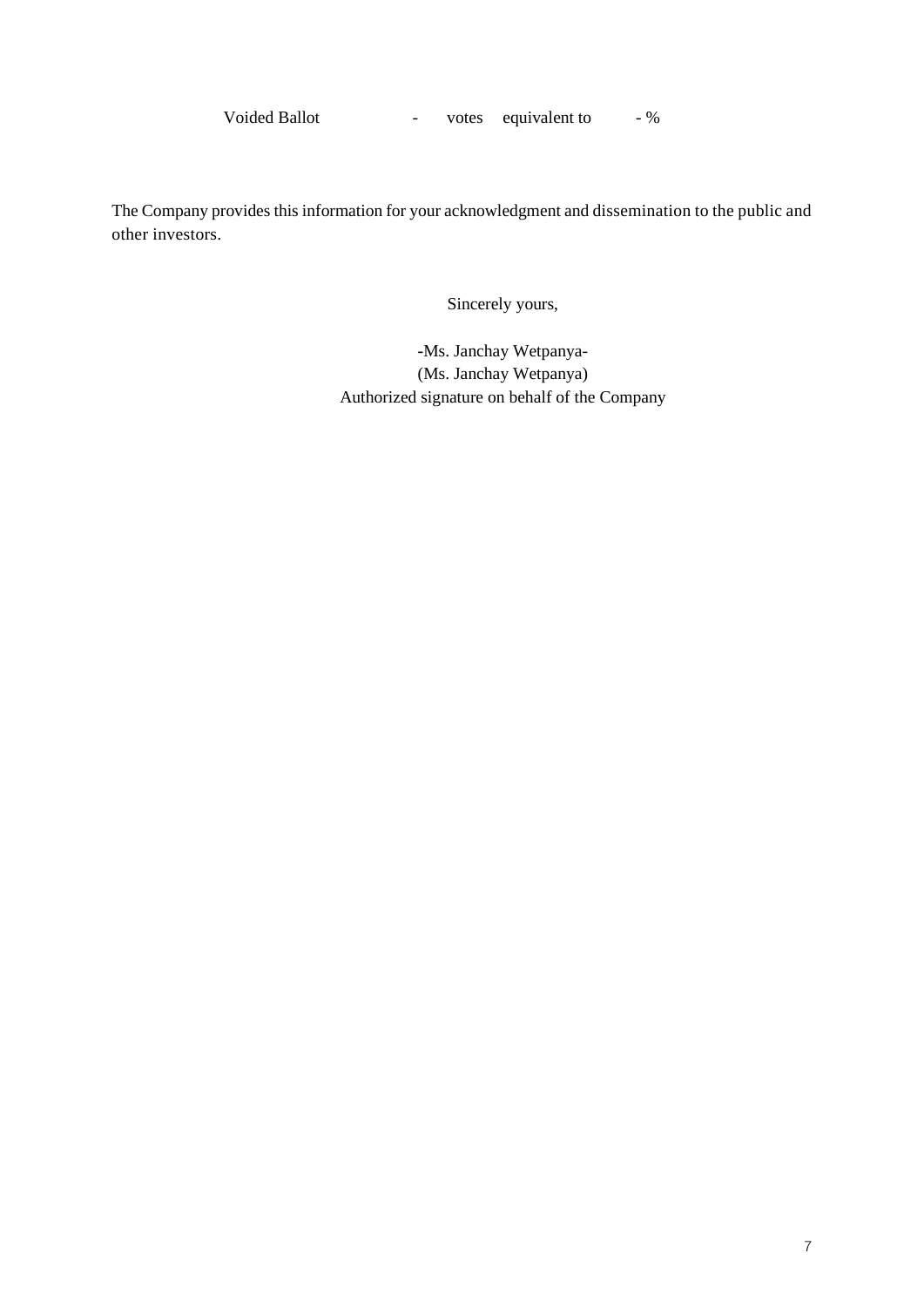| | | | | |
|---|---|---|---|---|
| Voided Ballot | - | votes | equivalent to | - % |

The Company provides this information for your acknowledgment and dissemination to the public and other investors.

Sincerely yours,

-Ms. Janchay Wetpanya-
(Ms. Janchay Wetpanya)
Authorized signature on behalf of the Company